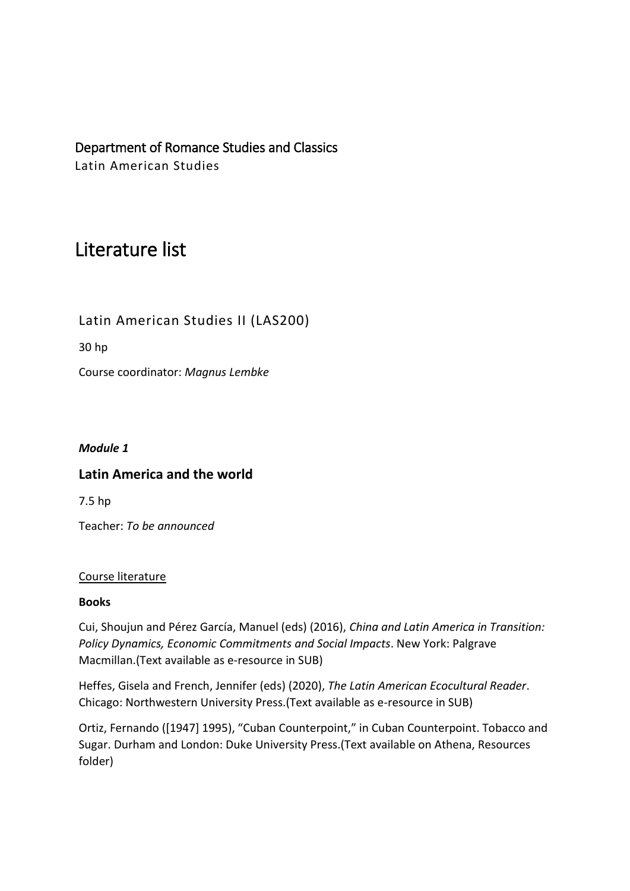Department of Romance Studies and Classics

Latin American Studies

# Literature list

## Latin American Studies II (LAS200)

30 hp

Course coordinator: *Magnus Lembke*

***Module 1***

### Latin America and the world

7.5 hp

Teacher: *To be announced*

<u>Course literature</u>

**Books**

Cui, Shoujun and Pérez García, Manuel (eds) (2016), *China and Latin America in Transition: Policy Dynamics, Economic Commitments and Social Impacts*. New York: Palgrave Macmillan.(Text available as e-resource in SUB)

Heffes, Gisela and French, Jennifer (eds) (2020), *The Latin American Ecocultural Reader*. Chicago: Northwestern University Press.(Text available as e-resource in SUB)

Ortiz, Fernando ([1947] 1995), "Cuban Counterpoint," in Cuban Counterpoint. Tobacco and Sugar. Durham and London: Duke University Press.(Text available on Athena, Resources folder)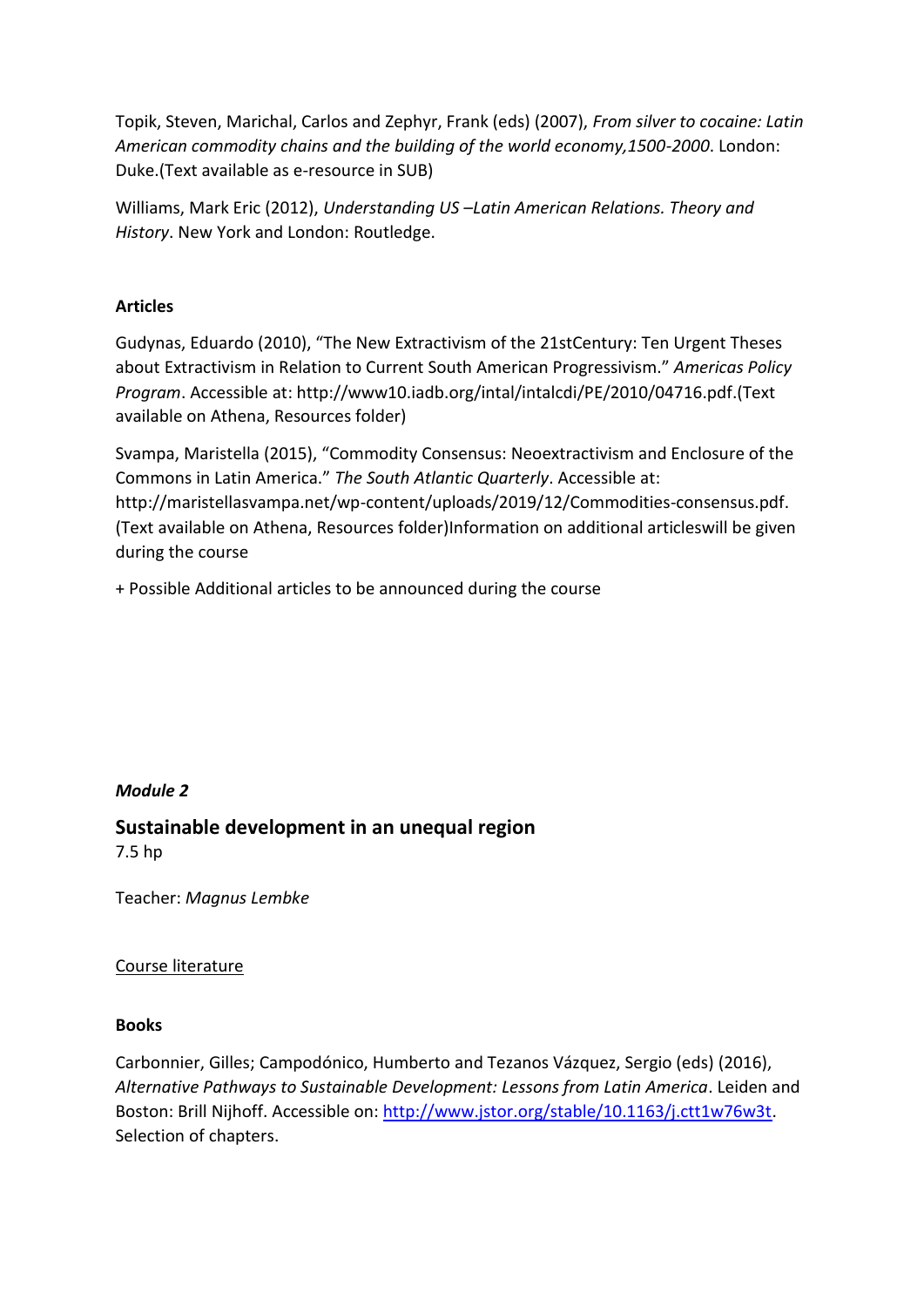Topik, Steven, Marichal, Carlos and Zephyr, Frank (eds) (2007), *From silver to cocaine: Latin American commodity chains and the building of the world economy,1500-2000*. London: Duke.(Text available as e-resource in SUB)

Williams, Mark Eric (2012), *Understanding US –Latin American Relations. Theory and History*. New York and London: Routledge.

**Articles**

Gudynas, Eduardo (2010), "The New Extractivism of the 21stCentury: Ten Urgent Theses about Extractivism in Relation to Current South American Progressivism." *Americas Policy Program*. Accessible at: http://www10.iadb.org/intal/intalcdi/PE/2010/04716.pdf.(Text available on Athena, Resources folder)

Svampa, Maristella (2015), "Commodity Consensus: Neoextractivism and Enclosure of the Commons in Latin America." *The South Atlantic Quarterly*. Accessible at: http://maristellasvampa.net/wp-content/uploads/2019/12/Commodities-consensus.pdf. (Text available on Athena, Resources folder)Information on additional articleswill be given during the course

+ Possible Additional articles to be announced during the course

***Module 2***

## Sustainable development in an unequal region

7.5 hp

Teacher: *Magnus Lembke*

Course literature

**Books**

Carbonnier, Gilles; Campodónico, Humberto and Tezanos Vázquez, Sergio (eds) (2016), *Alternative Pathways to Sustainable Development: Lessons from Latin America*. Leiden and Boston: Brill Nijhoff. Accessible on: [http://www.jstor.org/stable/10.1163/j.ctt1w76w3t](http://www.jstor.org/stable/10.1163/j.ctt1w76w3t). Selection of chapters.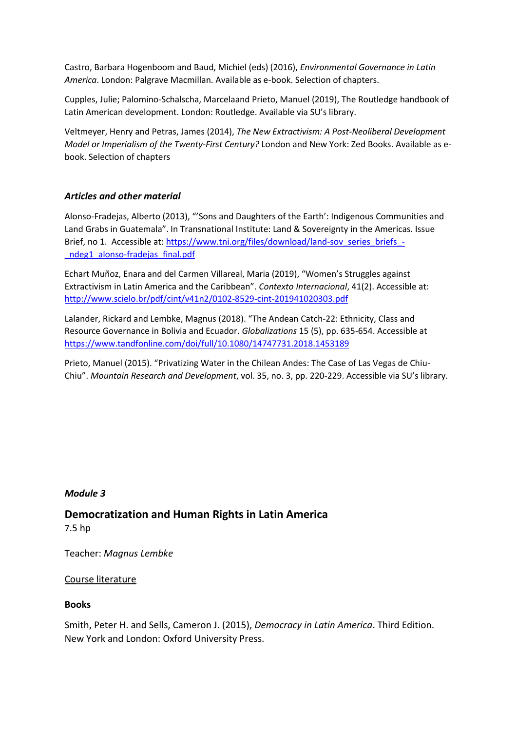Castro, Barbara Hogenboom and Baud, Michiel (eds) (2016), *Environmental Governance in Latin America*. London: Palgrave Macmillan. Available as e-book. Selection of chapters.

Cupples, Julie; Palomino-Schalscha, Marcelaand Prieto, Manuel (2019), The Routledge handbook of Latin American development. London: Routledge. Available via SU's library.

Veltmeyer, Henry and Petras, James (2014), *The New Extractivism: A Post-Neoliberal Development Model or Imperialism of the Twenty-First Century?* London and New York: Zed Books. Available as e-book. Selection of chapters

#### *Articles and other material*

Alonso-Fradejas, Alberto (2013), "'Sons and Daughters of the Earth': Indigenous Communities and Land Grabs in Guatemala". In Transnational Institute: Land & Sovereignty in the Americas. Issue Brief, no 1. Accessible at: [https://www.tni.org/files/download/land-sov_series_briefs_-_ndeg1_alonso-fradejas_final.pdf](https://www.tni.org/files/download/land-sov_series_briefs_-_ndeg1_alonso-fradejas_final.pdf)

Echart Muñoz, Enara and del Carmen Villareal, Maria (2019), "Women's Struggles against Extractivism in Latin America and the Caribbean". *Contexto Internacional*, 41(2). Accessible at: [http://www.scielo.br/pdf/cint/v41n2/0102-8529-cint-201941020303.pdf](http://www.scielo.br/pdf/cint/v41n2/0102-8529-cint-201941020303.pdf)

Lalander, Rickard and Lembke, Magnus (2018). "The Andean Catch-22: Ethnicity, Class and Resource Governance in Bolivia and Ecuador. *Globalizations* 15 (5), pp. 635-654. Accessible at [https://www.tandfonline.com/doi/full/10.1080/14747731.2018.1453189](https://www.tandfonline.com/doi/full/10.1080/14747731.2018.1453189)

Prieto, Manuel (2015). "Privatizing Water in the Chilean Andes: The Case of Las Vegas de Chiu-Chiu". *Mountain Research and Development*, vol. 35, no. 3, pp. 220-229. Accessible via SU's library.

#### *Module 3*

### Democratization and Human Rights in Latin America

7.5 hp

Teacher: *Magnus Lembke*

Course literature

#### Books

Smith, Peter H. and Sells, Cameron J. (2015), *Democracy in Latin America*. Third Edition. New York and London: Oxford University Press.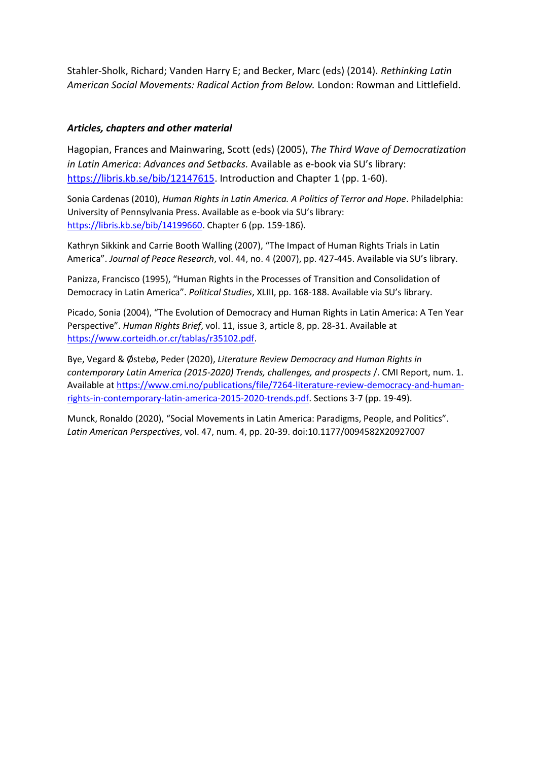Stahler-Sholk, Richard; Vanden Harry E; and Becker, Marc (eds) (2014). *Rethinking Latin American Social Movements: Radical Action from Below.* London: Rowman and Littlefield.

### *Articles, chapters and other material*

Hagopian, Frances and Mainwaring, Scott (eds) (2005), *The Third Wave of Democratization in Latin America*: *Advances and Setbacks.* Available as e-book via SU's library: https://libris.kb.se/bib/12147615. Introduction and Chapter 1 (pp. 1-60).

Sonia Cardenas (2010), *Human Rights in Latin America. A Politics of Terror and Hope*. Philadelphia: University of Pennsylvania Press. Available as e-book via SU's library: https://libris.kb.se/bib/14199660. Chapter 6 (pp. 159-186).

Kathryn Sikkink and Carrie Booth Walling (2007), "The Impact of Human Rights Trials in Latin America". *Journal of Peace Research*, vol. 44, no. 4 (2007), pp. 427-445. Available via SU's library.

Panizza, Francisco (1995), "Human Rights in the Processes of Transition and Consolidation of Democracy in Latin America". *Political Studies*, XLIII, pp. 168-188. Available via SU's library.

Picado, Sonia (2004), "The Evolution of Democracy and Human Rights in Latin America: A Ten Year Perspective". *Human Rights Brief*, vol. 11, issue 3, article 8, pp. 28-31. Available at https://www.corteidh.or.cr/tablas/r35102.pdf.

Bye, Vegard & Østebø, Peder (2020), *Literature Review Democracy and Human Rights in contemporary Latin America (2015-2020) Trends, challenges, and prospects* /. CMI Report, num. 1. Available at https://www.cmi.no/publications/file/7264-literature-review-democracy-and-human-rights-in-contemporary-latin-america-2015-2020-trends.pdf. Sections 3-7 (pp. 19-49).

Munck, Ronaldo (2020), "Social Movements in Latin America: Paradigms, People, and Politics". *Latin American Perspectives*, vol. 47, num. 4, pp. 20-39. doi:10.1177/0094582X20927007